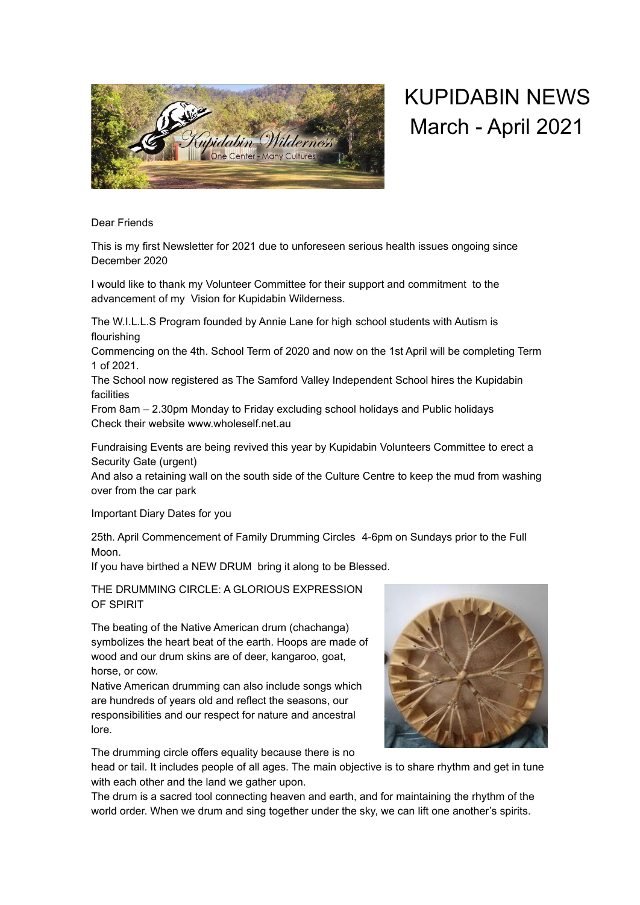# KUPIDABIN NEWS
# March - April 2021

Dear Friends

This is my first Newsletter for 2021 due to unforeseen serious health issues ongoing since December 2020

I would like to thank my Volunteer Committee for their support and commitment to the advancement of my Vision for Kupidabin Wilderness.

The W.I.L.L.S Program founded by Annie Lane for high school students with Autism is flourishing
Commencing on the 4th. School Term of 2020 and now on the 1st April will be completing Term 1 of 2021.
The School now registered as The Samford Valley Independent School hires the Kupidabin facilities
From 8am – 2.30pm Monday to Friday excluding school holidays and Public holidays
Check their website www.wholeself.net.au

Fundraising Events are being revived this year by Kupidabin Volunteers Committee to erect a Security Gate (urgent)
And also a retaining wall on the south side of the Culture Centre to keep the mud from washing over from the car park

Important Diary Dates for you

25th. April Commencement of Family Drumming Circles 4-6pm on Sundays prior to the Full Moon.
If you have birthed a NEW DRUM bring it along to be Blessed.

THE DRUMMING CIRCLE: A GLORIOUS EXPRESSION OF SPIRIT

The beating of the Native American drum (chachanga) symbolizes the heart beat of the earth. Hoops are made of wood and our drum skins are of deer, kangaroo, goat, horse, or cow.
Native American drumming can also include songs which are hundreds of years old and reflect the seasons, our responsibilities and our respect for nature and ancestral lore.

The drumming circle offers equality because there is no head or tail. It includes people of all ages. The main objective is to share rhythm and get in tune with each other and the land we gather upon.
The drum is a sacred tool connecting heaven and earth, and for maintaining the rhythm of the world order. When we drum and sing together under the sky, we can lift one another's spirits.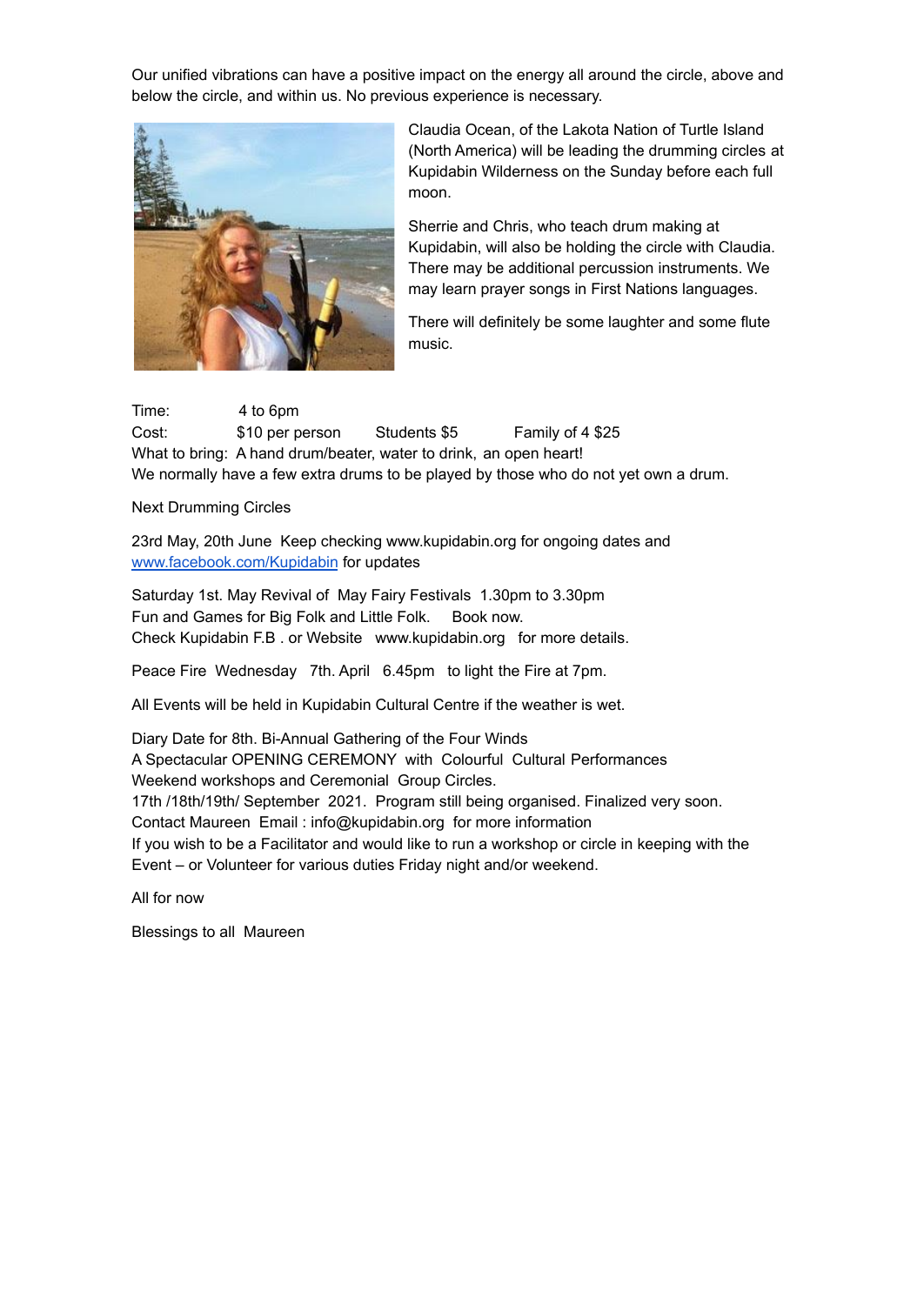Our unified vibrations can have a positive impact on the energy all around the circle, above and below the circle, and within us. No previous experience is necessary.

Claudia Ocean, of the Lakota Nation of Turtle Island (North America) will be leading the drumming circles at Kupidabin Wilderness on the Sunday before each full moon.

Sherrie and Chris, who teach drum making at Kupidabin, will also be holding the circle with Claudia. There may be additional percussion instruments. We may learn prayer songs in First Nations languages.

There will definitely be some laughter and some flute music.

Time: 4 to 6pm
Cost: $10 per person Students $5 Family of 4 $25
What to bring: A hand drum/beater, water to drink, an open heart!
We normally have a few extra drums to be played by those who do not yet own a drum.

Next Drumming Circles

23rd May, 20th June Keep checking www.kupidabin.org for ongoing dates and [www.facebook.com/Kupidabin](www.facebook.com/Kupidabin) for updates

Saturday 1st. May Revival of May Fairy Festivals 1.30pm to 3.30pm
Fun and Games for Big Folk and Little Folk. Book now.
Check Kupidabin F.B . or Website www.kupidabin.org for more details.

Peace Fire Wednesday 7th. April 6.45pm to light the Fire at 7pm.

All Events will be held in Kupidabin Cultural Centre if the weather is wet.

Diary Date for 8th. Bi-Annual Gathering of the Four Winds
A Spectacular OPENING CEREMONY with Colourful Cultural Performances
Weekend workshops and Ceremonial Group Circles.
17th /18th/19th/ September 2021. Program still being organised. Finalized very soon.
Contact Maureen Email : info@kupidabin.org for more information
If you wish to be a Facilitator and would like to run a workshop or circle in keeping with the Event – or Volunteer for various duties Friday night and/or weekend.

All for now

Blessings to all Maureen